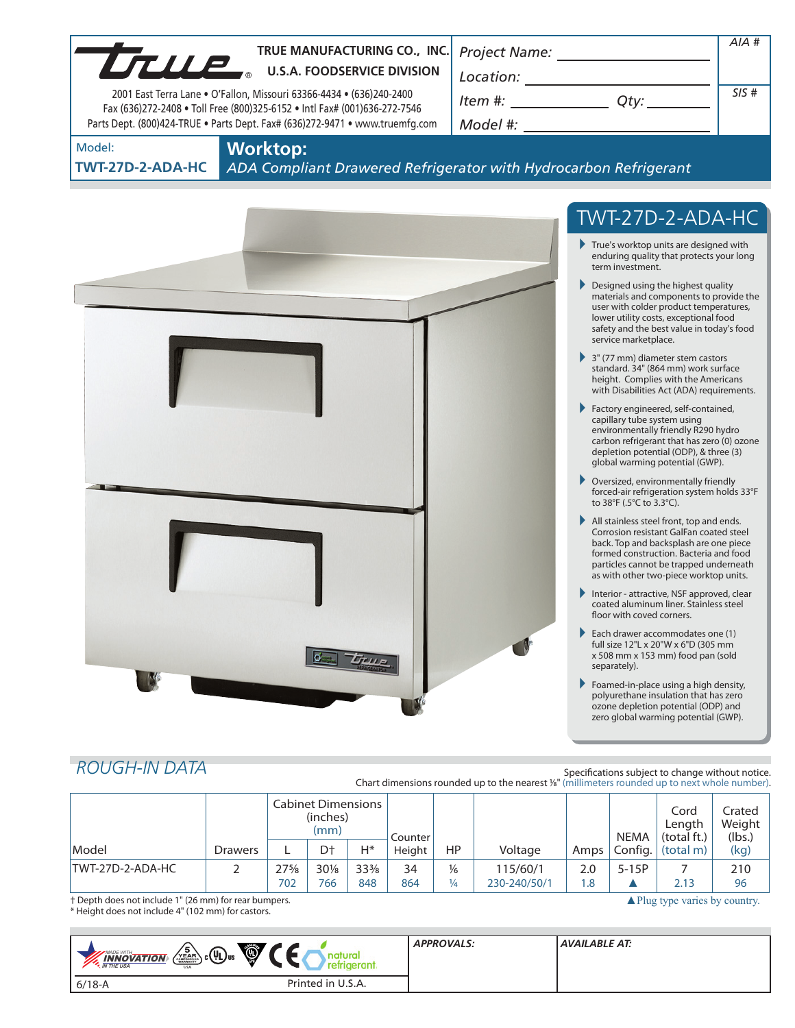TRUE MANUFACTURING CO., INC.
U.S.A. FOODSERVICE DIVISION

2001 East Terra Lane • O'Fallon, Missouri 63366-4434 • (636)240-2400
Fax (636)272-2408 • Toll Free (800)325-6152 • Intl Fax# (001)636-272-7546
Parts Dept. (800)424-TRUE • Parts Dept. Fax# (636)272-9471 • www.truemfg.com

Project Name: ______________
Location: ______________
Item #: ______________ Qty: ______________
Model #: ______________

AIA #

SIS #

Model: **TWT-27D-2-ADA-HC**

# Worktop:

*ADA Compliant Drawered Refrigerator with Hydrocarbon Refrigerant*

## TWT-27D-2-ADA-HC

- True's worktop units are designed with enduring quality that protects your long term investment.
- Designed using the highest quality materials and components to provide the user with colder product temperatures, lower utility costs, exceptional food safety and the best value in today's food service marketplace.
- 3" (77 mm) diameter stem castors standard. 34" (864 mm) work surface height. Complies with the Americans with Disabilities Act (ADA) requirements.
- Factory engineered, self-contained, capillary tube system using environmentally friendly R290 hydro carbon refrigerant that has zero (0) ozone depletion potential (ODP), & three (3) global warming potential (GWP).
- Oversized, environmentally friendly forced-air refrigeration system holds 33°F to 38°F (.5°C to 3.3°C).
- All stainless steel front, top and ends. Corrosion resistant GalFan coated steel back. Top and backsplash are one piece formed construction. Bacteria and food particles cannot be trapped underneath as with other two-piece worktop units.
- Interior - attractive, NSF approved, clear coated aluminum liner. Stainless steel floor with coved corners.
- Each drawer accommodates one (1) full size 12"L x 20"W x 6"D (305 mm x 508 mm x 153 mm) food pan (sold separately).
- Foamed-in-place using a high density, polyurethane insulation that has zero ozone depletion potential (ODP) and zero global warming potential (GWP).

## ROUGH-IN DATA

Specifications subject to change without notice.
Chart dimensions rounded up to the nearest ⅛" (millimeters rounded up to next whole number).

| Model | Drawers | Cabinet Dimensions (inches) (mm) | | | Counter Height | HP | Voltage | Amps | NEMA Config. | Cord Length (total ft.) (total m) | Crated Weight (lbs.) (kg) |
|---|---|---|---|---|---|---|---|---|---|---|---|
| | | L | D† | H* | | | | | | | |
| TWT-27D-2-ADA-HC | 2 | 27⅝ | 30⅛ | 33⅜ | 34 | ⅙ | 115/60/1 | 2.0 | 5-15P | 7 | 210 |
| | | 702 | 766 | 848 | 864 | ¼ | 230-240/50/1 | 1.8 | ▲ | 2.13 | 96 |

† Depth does not include 1" (26 mm) for rear bumpers.
* Height does not include 4" (102 mm) for castors.

▲Plug type varies by country.

APPROVALS:

AVAILABLE AT:

6/18-A

Printed in U.S.A.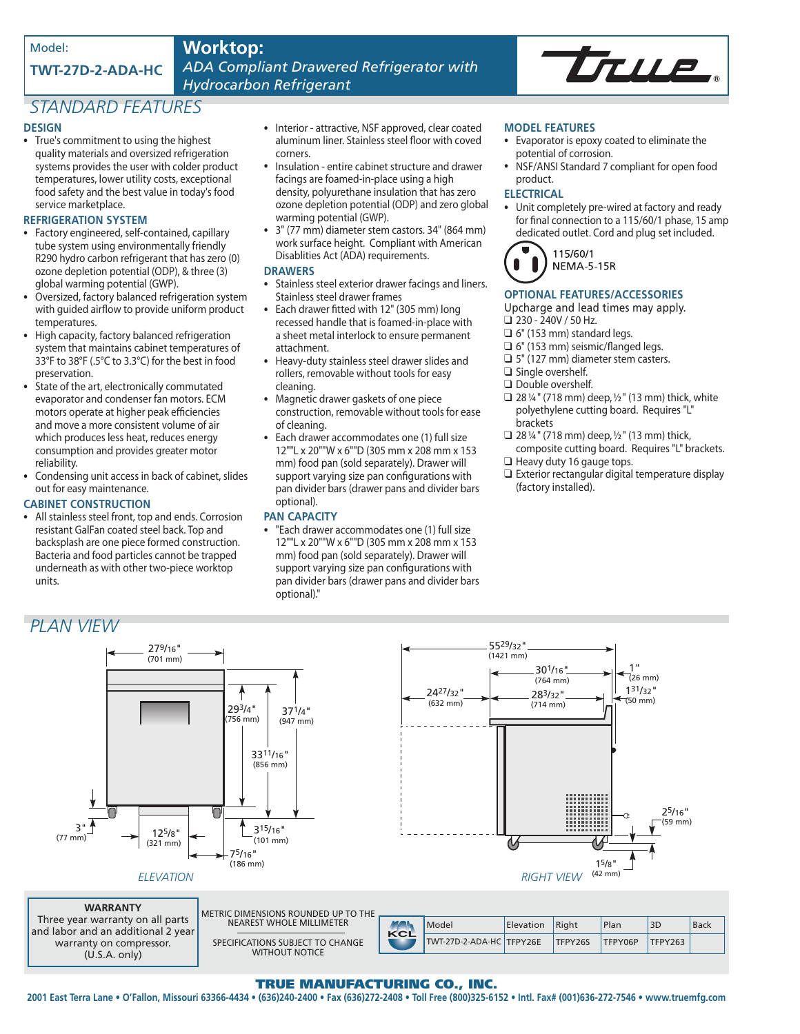Model: **TWT-27D-2-ADA-HC**

# Worktop:

*ADA Compliant Drawered Refrigerator with Hydrocarbon Refrigerant*

## STANDARD FEATURES

### DESIGN

- True's commitment to using the highest quality materials and oversized refrigeration systems provides the user with colder product temperatures, lower utility costs, exceptional food safety and the best value in today's food service marketplace.

### REFRIGERATION SYSTEM

- Factory engineered, self-contained, capillary tube system using environmentally friendly R290 hydro carbon refrigerant that has zero (0) ozone depletion potential (ODP), & three (3) global warming potential (GWP).
- Oversized, factory balanced refrigeration system with guided airflow to provide uniform product temperatures.
- High capacity, factory balanced refrigeration system that maintains cabinet temperatures of 33°F to 38°F (.5°C to 3.3°C) for the best in food preservation.
- State of the art, electronically commutated evaporator and condenser fan motors. ECM motors operate at higher peak efficiencies and move a more consistent volume of air which produces less heat, reduces energy consumption and provides greater motor reliability.
- Condensing unit access in back of cabinet, slides out for easy maintenance.

### CABINET CONSTRUCTION

- All stainless steel front, top and ends. Corrosion resistant GalFan coated steel back. Top and backsplash are one piece formed construction. Bacteria and food particles cannot be trapped underneath as with other two-piece worktop units.
- Interior - attractive, NSF approved, clear coated aluminum liner. Stainless steel floor with coved corners.
- Insulation - entire cabinet structure and drawer facings are foamed-in-place using a high density, polyurethane insulation that has zero ozone depletion potential (ODP) and zero global warming potential (GWP).
- 3" (77 mm) diameter stem castors. 34" (864 mm) work surface height. Compliant with American Disablities Act (ADA) requirements.

### DRAWERS

- Stainless steel exterior drawer facings and liners. Stainless steel drawer frames
- Each drawer fitted with 12" (305 mm) long recessed handle that is foamed-in-place with a sheet metal interlock to ensure permanent attachment.
- Heavy-duty stainless steel drawer slides and rollers, removable without tools for easy cleaning.
- Magnetic drawer gaskets of one piece construction, removable without tools for ease of cleaning.
- Each drawer accommodates one (1) full size 12""L x 20""W x 6""D (305 mm x 208 mm x 153 mm) food pan (sold separately). Drawer will support varying size pan configurations with pan divider bars (drawer pans and divider bars optional).

### PAN CAPACITY

- "Each drawer accommodates one (1) full size 12""L x 20""W x 6""D (305 mm x 208 mm x 153 mm) food pan (sold separately). Drawer will support varying size pan configurations with pan divider bars (drawer pans and divider bars optional)."

### MODEL FEATURES

- Evaporator is epoxy coated to eliminate the potential of corrosion.
- NSF/ANSI Standard 7 compliant for open food product.

### ELECTRICAL

- Unit completely pre-wired at factory and ready for final connection to a 115/60/1 phase, 15 amp dedicated outlet. Cord and plug set included.

115/60/1
NEMA-5-15R

### OPTIONAL FEATURES/ACCESSORIES

Upcharge and lead times may apply.

- ❑ 230 - 240V / 50 Hz.
- ❑ 6" (153 mm) standard legs.
- ❑ 6" (153 mm) seismic/flanged legs.
- ❑ 5" (127 mm) diameter stem casters.
- ❑ Single overshelf.
- ❑ Double overshelf.
- ❑ 28¼" (718 mm) deep, ½" (13 mm) thick, white polyethylene cutting board. Requires "L" brackets
- ❑ 28¼" (718 mm) deep, ½" (13 mm) thick, composite cutting board. Requires "L" brackets.
- ❑ Heavy duty 16 gauge tops.
- ❑ Exterior rectangular digital temperature display (factory installed).

## PLAN VIEW

27 9/16" (701 mm)
29 3/4" (756 mm)
37 1/4" (947 mm)
33 11/16" (856 mm)
3" (77 mm)
12 5/8" (321 mm)
3 15/16" (101 mm)
7 5/16" (186 mm)

*ELEVATION*

55 29/32" (1421 mm)
30 1/16" (764 mm)
1" (26 mm)
24 27/32" (632 mm)
28 3/32" (714 mm)
1 31/32" (50 mm)
2 5/16" (59 mm)
1 5/8" (42 mm)

*RIGHT VIEW*

**WARRANTY**
Three year warranty on all parts and labor and an additional 2 year warranty on compressor.
(U.S.A. only)

METRIC DIMENSIONS ROUNDED UP TO THE NEAREST WHOLE MILLIMETER

SPECIFICATIONS SUBJECT TO CHANGE WITHOUT NOTICE

| Model | Elevation | Right | Plan | 3D | Back |
|---|---|---|---|---|---|
| TWT-27D-2-ADA-HC | TFPY26E | TFPY26S | TFPY06P | TFPY263 | |

**TRUE MANUFACTURING CO., INC.**

2001 East Terra Lane • O'Fallon, Missouri 63366-4434 • (636)240-2400 • Fax (636)272-2408 • Toll Free (800)325-6152 • Intl. Fax# (001)636-272-7546 • www.truemfg.com